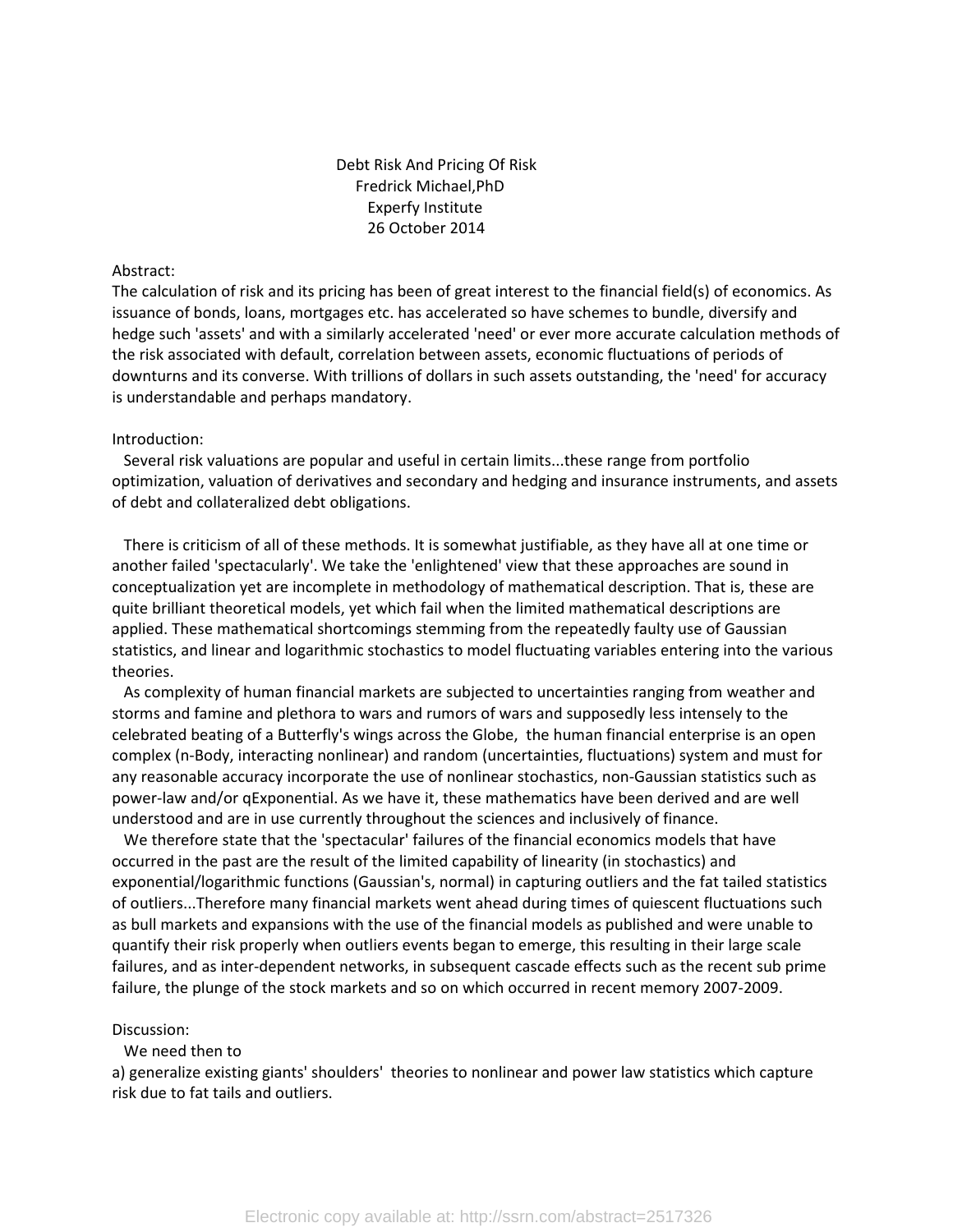# Debt Risk And Pricing Of Risk

Fredrick Michael,PhD
Experfy Institute
26 October 2014

Abstract:
The calculation of risk and its pricing has been of great interest to the financial field(s) of economics. As issuance of bonds, loans, mortgages etc. has accelerated so have schemes to bundle, diversify and hedge such 'assets' and with a similarly accelerated 'need' or ever more accurate calculation methods of the risk associated with default, correlation between assets, economic fluctuations of periods of downturns and its converse. With trillions of dollars in such assets outstanding, the 'need' for accuracy is understandable and perhaps mandatory.

Introduction:
Several risk valuations are popular and useful in certain limits...these range from portfolio optimization, valuation of derivatives and secondary and hedging and insurance instruments, and assets of debt and collateralized debt obligations.

There is criticism of all of these methods. It is somewhat justifiable, as they have all at one time or another failed 'spectacularly'. We take the 'enlightened' view that these approaches are sound in conceptualization yet are incomplete in methodology of mathematical description. That is, these are quite brilliant theoretical models, yet which fail when the limited mathematical descriptions are applied. These mathematical shortcomings stemming from the repeatedly faulty use of Gaussian statistics, and linear and logarithmic stochastics to model fluctuating variables entering into the various theories.

As complexity of human financial markets are subjected to uncertainties ranging from weather and storms and famine and plethora to wars and rumors of wars and supposedly less intensely to the celebrated beating of a Butterfly's wings across the Globe, the human financial enterprise is an open complex (n-Body, interacting nonlinear) and random (uncertainties, fluctuations) system and must for any reasonable accuracy incorporate the use of nonlinear stochastics, non-Gaussian statistics such as power-law and/or qExponential. As we have it, these mathematics have been derived and are well understood and are in use currently throughout the sciences and inclusively of finance.

We therefore state that the 'spectacular' failures of the financial economics models that have occurred in the past are the result of the limited capability of linearity (in stochastics) and exponential/logarithmic functions (Gaussian's, normal) in capturing outliers and the fat tailed statistics of outliers...Therefore many financial markets went ahead during times of quiescent fluctuations such as bull markets and expansions with the use of the financial models as published and were unable to quantify their risk properly when outliers events began to emerge, this resulting in their large scale failures, and as inter-dependent networks, in subsequent cascade effects such as the recent sub prime failure, the plunge of the stock markets and so on which occurred in recent memory 2007-2009.

Discussion:
We need then to

a) generalize existing giants' shoulders' theories to nonlinear and power law statistics which capture risk due to fat tails and outliers.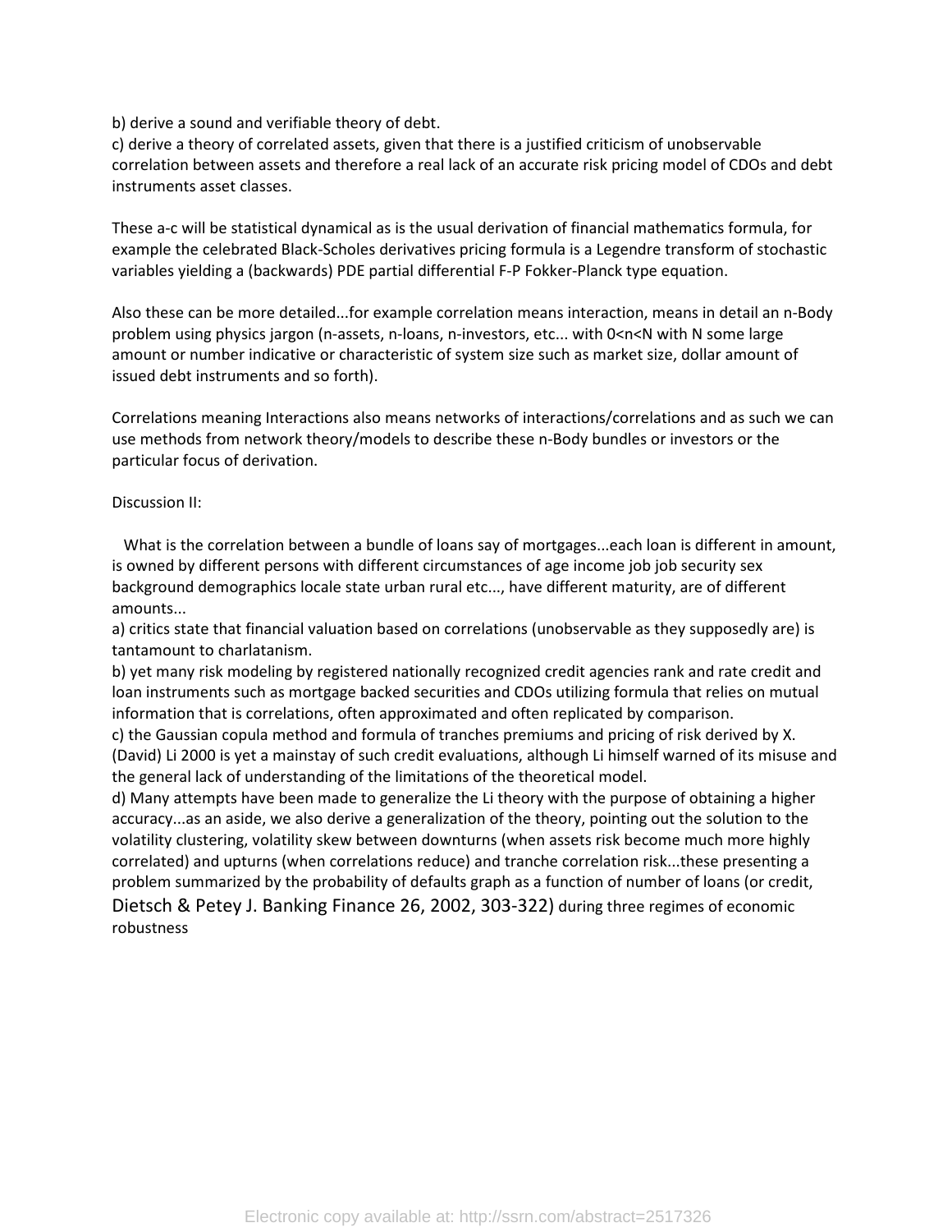b) derive a sound and verifiable theory of debt.
c) derive a theory of correlated assets, given that there is a justified criticism of unobservable correlation between assets and therefore a real lack of an accurate risk pricing model of CDOs and debt instruments asset classes.

These a-c will be statistical dynamical as is the usual derivation of financial mathematics formula, for example the celebrated Black-Scholes derivatives pricing formula is a Legendre transform of stochastic variables yielding a (backwards) PDE partial differential F-P Fokker-Planck type equation.

Also these can be more detailed...for example correlation means interaction, means in detail an n-Body problem using physics jargon (n-assets, n-loans, n-investors, etc... with $0<n<N$ with N some large amount or number indicative or characteristic of system size such as market size, dollar amount of issued debt instruments and so forth).

Correlations meaning Interactions also means networks of interactions/correlations and as such we can use methods from network theory/models to describe these n-Body bundles or investors or the particular focus of derivation.

Discussion II:

What is the correlation between a bundle of loans say of mortgages...each loan is different in amount, is owned by different persons with different circumstances of age income job job security sex background demographics locale state urban rural etc..., have different maturity, are of different amounts...
a) critics state that financial valuation based on correlations (unobservable as they supposedly are) is tantamount to charlatanism.
b) yet many risk modeling by registered nationally recognized credit agencies rank and rate credit and loan instruments such as mortgage backed securities and CDOs utilizing formula that relies on mutual information that is correlations, often approximated and often replicated by comparison.
c) the Gaussian copula method and formula of tranches premiums and pricing of risk derived by X. (David) Li 2000 is yet a mainstay of such credit evaluations, although Li himself warned of its misuse and the general lack of understanding of the limitations of the theoretical model.
d) Many attempts have been made to generalize the Li theory with the purpose of obtaining a higher accuracy...as an aside, we also derive a generalization of the theory, pointing out the solution to the volatility clustering, volatility skew between downturns (when assets risk become much more highly correlated) and upturns (when correlations reduce) and tranche correlation risk...these presenting a problem summarized by the probability of defaults graph as a function of number of loans (or credit, Dietsch & Petey J. Banking Finance 26, 2002, 303-322) during three regimes of economic robustness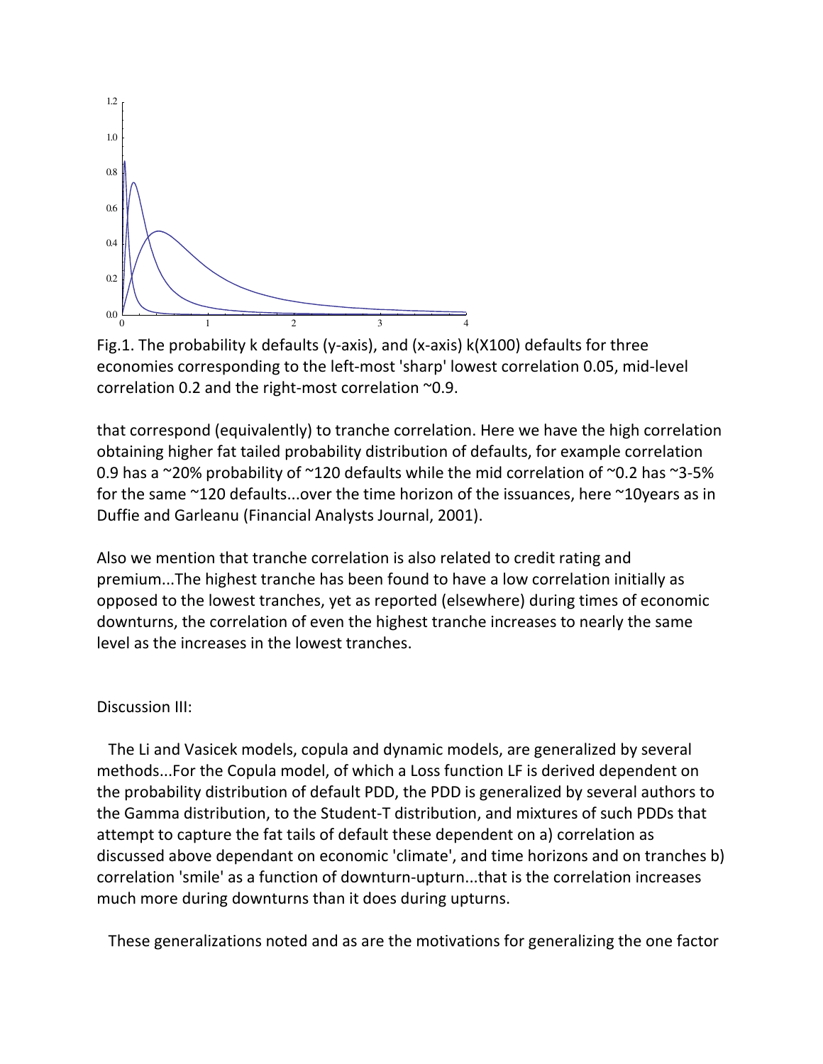Fig.1. The probability k defaults (y-axis), and (x-axis) k(X100) defaults for three economies corresponding to the left-most 'sharp' lowest correlation 0.05, mid-level correlation 0.2 and the right-most correlation ~0.9.

that correspond (equivalently) to tranche correlation. Here we have the high correlation obtaining higher fat tailed probability distribution of defaults, for example correlation 0.9 has a ~20% probability of ~120 defaults while the mid correlation of ~0.2 has ~3-5% for the same ~120 defaults...over the time horizon of the issuances, here ~10years as in Duffie and Garleanu (Financial Analysts Journal, 2001).

Also we mention that tranche correlation is also related to credit rating and premium...The highest tranche has been found to have a low correlation initially as opposed to the lowest tranches, yet as reported (elsewhere) during times of economic downturns, the correlation of even the highest tranche increases to nearly the same level as the increases in the lowest tranches.

Discussion III:

The Li and Vasicek models, copula and dynamic models, are generalized by several methods...For the Copula model, of which a Loss function LF is derived dependent on the probability distribution of default PDD, the PDD is generalized by several authors to the Gamma distribution, to the Student-T distribution, and mixtures of such PDDs that attempt to capture the fat tails of default these dependent on a) correlation as discussed above dependant on economic 'climate', and time horizons and on tranches b) correlation 'smile' as a function of downturn-upturn...that is the correlation increases much more during downturns than it does during upturns.

These generalizations noted and as are the motivations for generalizing the one factor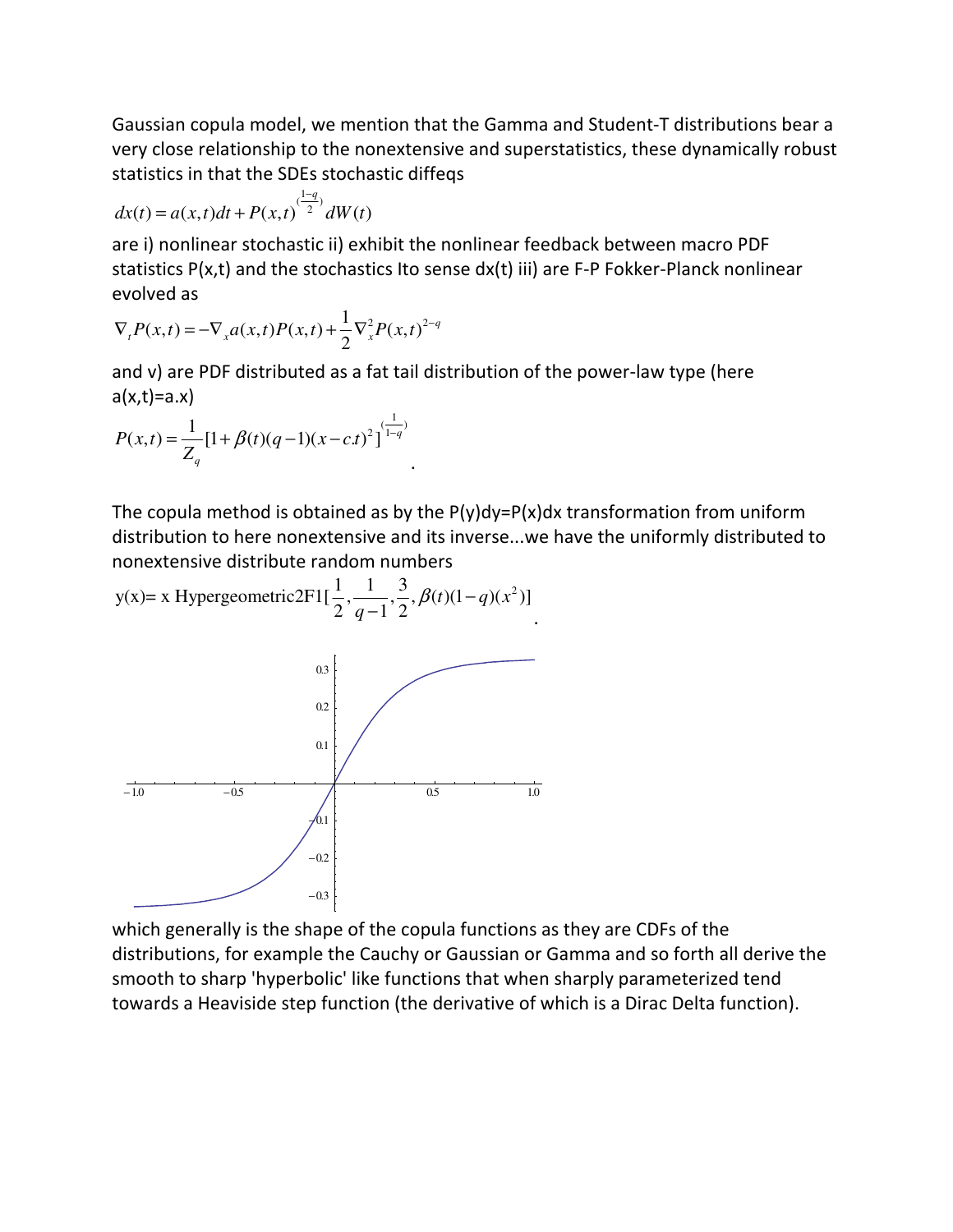Gaussian copula model, we mention that the Gamma and Student-T distributions bear a very close relationship to the nonextensive and superstatistics, these dynamically robust statistics in that the SDEs stochastic diffeqs

$$dx(t) = a(x,t)dt + P(x,t)^{(\frac{1-q}{2})} dW(t)$$

are i) nonlinear stochastic ii) exhibit the nonlinear feedback between macro PDF statistics P(x,t) and the stochastics Ito sense dx(t) iii) are F-P Fokker-Planck nonlinear evolved as

$$\nabla_t P(x,t) = -\nabla_x a(x,t) P(x,t) + \frac{1}{2} \nabla_x^2 P(x,t)^{2-q}$$

and v) are PDF distributed as a fat tail distribution of the power-law type (here a(x,t)=a.x)

$$P(x,t) = \frac{1}{Z_q} [1 + \beta(t)(q-1)(x - c.t)^2]^{(\frac{1}{1-q})}$$

The copula method is obtained as by the P(y)dy=P(x)dx transformation from uniform distribution to here nonextensive and its inverse...we have the uniformly distributed to nonextensive distribute random numbers

$$\text{y(x)= x Hypergeometric2F1}[\frac{1}{2}, \frac{1}{q-1}, \frac{3}{2}, \beta(t)(1-q)(x^2)]$$

which generally is the shape of the copula functions as they are CDFs of the distributions, for example the Cauchy or Gaussian or Gamma and so forth all derive the smooth to sharp 'hyperbolic' like functions that when sharply parameterized tend towards a Heaviside step function (the derivative of which is a Dirac Delta function).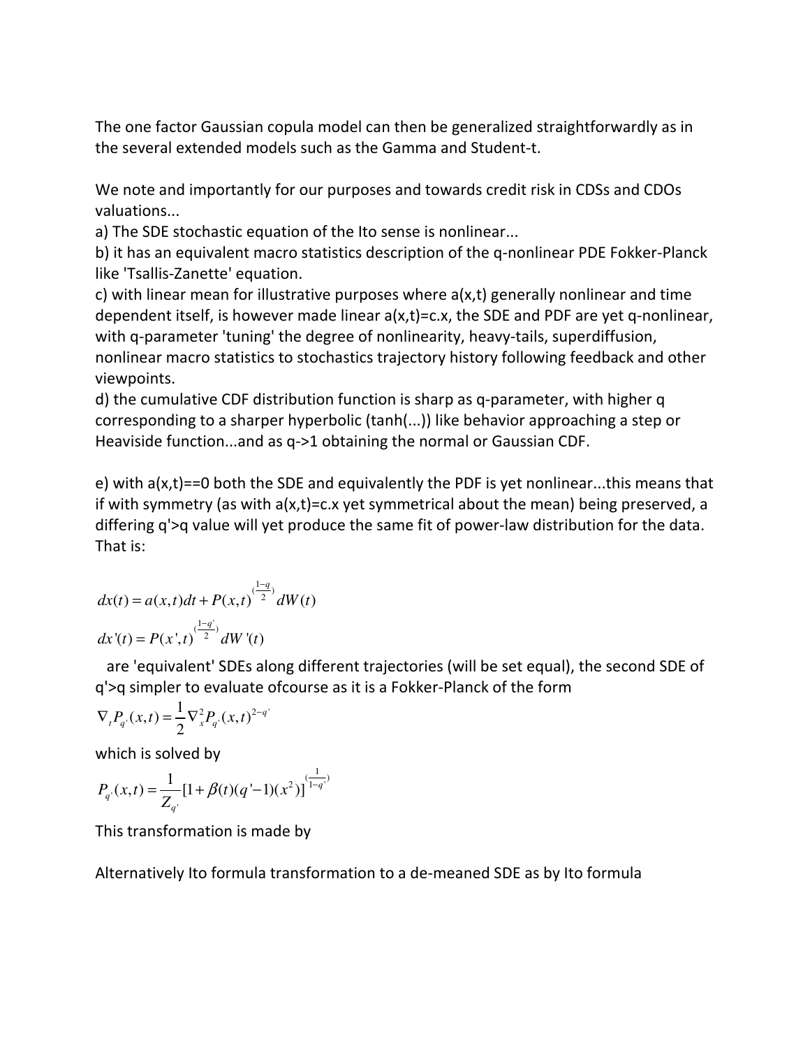The one factor Gaussian copula model can then be generalized straightforwardly as in the several extended models such as the Gamma and Student-t.

We note and importantly for our purposes and towards credit risk in CDSs and CDOs valuations...

a) The SDE stochastic equation of the Ito sense is nonlinear...

b) it has an equivalent macro statistics description of the q-nonlinear PDE Fokker-Planck like 'Tsallis-Zanette' equation.

c) with linear mean for illustrative purposes where a(x,t) generally nonlinear and time dependent itself, is however made linear a(x,t)=c.x, the SDE and PDF are yet q-nonlinear, with q-parameter 'tuning' the degree of nonlinearity, heavy-tails, superdiffusion, nonlinear macro statistics to stochastics trajectory history following feedback and other viewpoints.

d) the cumulative CDF distribution function is sharp as q-parameter, with higher q corresponding to a sharper hyperbolic (tanh(...)) like behavior approaching a step or Heaviside function...and as q->1 obtaining the normal or Gaussian CDF.

e) with a(x,t)==0 both the SDE and equivalently the PDF is yet nonlinear...this means that if with symmetry (as with a(x,t)=c.x yet symmetrical about the mean) being preserved, a differing q'>q value will yet produce the same fit of power-law distribution for the data. That is:

$$dx(t) = a(x,t)dt + P(x,t)^{(\frac{1-q}{2})} dW(t)$$

$$dx'(t) = P(x',t)^{(\frac{1-q'}{2})} dW'(t)$$

are 'equivalent' SDEs along different trajectories (will be set equal), the second SDE of q'>q simpler to evaluate ofcourse as it is a Fokker-Planck of the form

$$\nabla_t P_{q'}(x,t) = \frac{1}{2}\nabla_x^2 P_{q'}(x,t)^{2-q'}$$

which is solved by

$$P_{q'}(x,t) = \frac{1}{Z_{q'}}[1 + \beta(t)(q'-1)(x^2)]^{(\frac{1}{1-q'})}$$

This transformation is made by

Alternatively Ito formula transformation to a de-meaned SDE as by Ito formula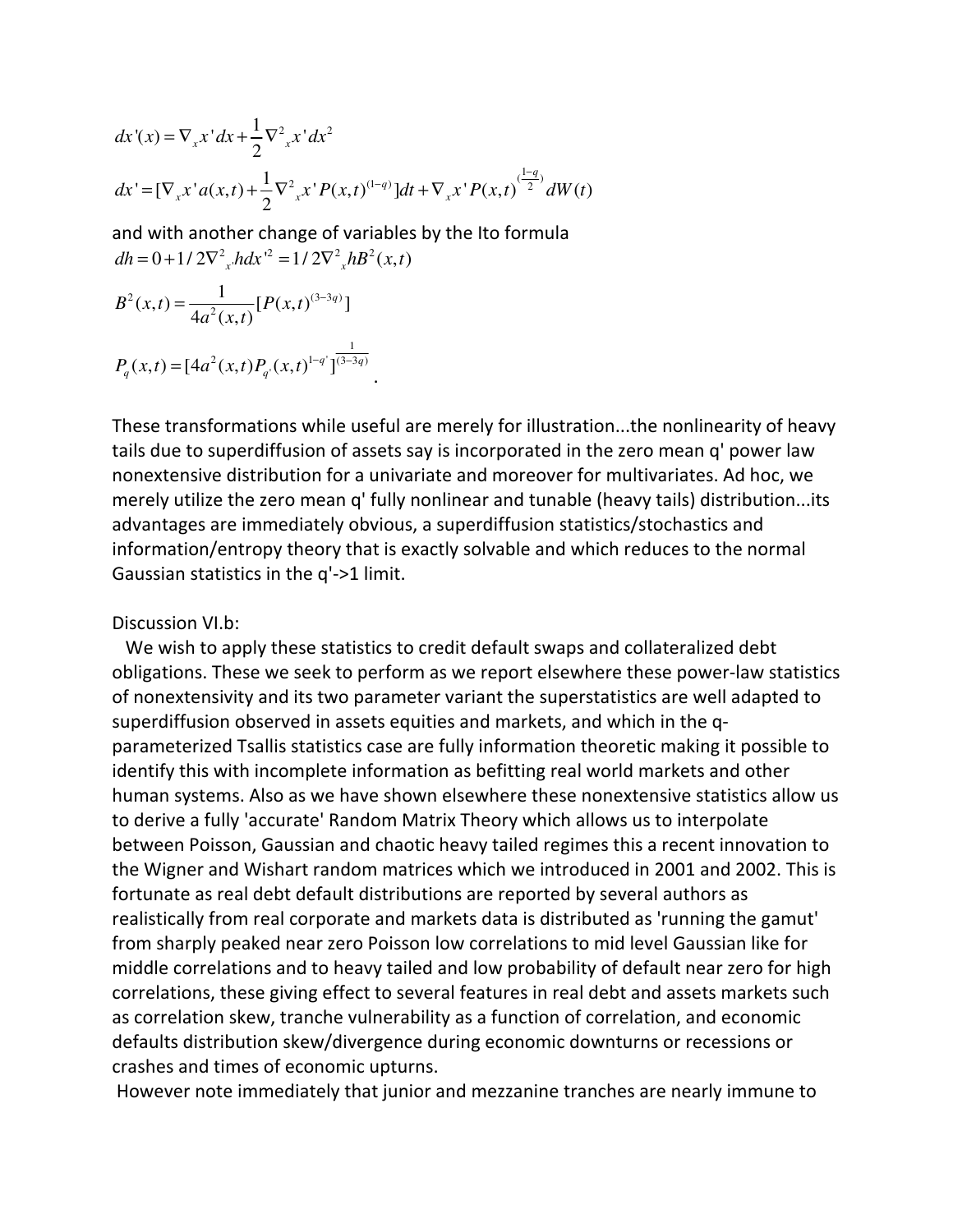$$dx'(x) = \nabla_x x' dx + \frac{1}{2}\nabla^2{}_x x' dx^2$$

$$dx' = [\nabla_x x' a(x,t) + \frac{1}{2}\nabla^2{}_x x' P(x,t)^{(1-q)}]dt + \nabla_x x' P(x,t)^{(\frac{1-q}{2})} dW(t)$$

and with another change of variables by the Ito formula

$$dh = 0 + 1/2\nabla^2{}_{x'} h dx'^2 = 1/2\nabla^2{}_x h B^2(x,t)$$

$$B^2(x,t) = \frac{1}{4a^2(x,t)}[P(x,t)^{(3-3q)}]$$

$$P_q(x,t) = [4a^2(x,t)P_{q'}(x,t)^{1-q'}]^{\frac{1}{(3-3q)}}$$

.

These transformations while useful are merely for illustration...the nonlinearity of heavy tails due to superdiffusion of assets say is incorporated in the zero mean q' power law nonextensive distribution for a univariate and moreover for multivariates. Ad hoc, we merely utilize the zero mean q' fully nonlinear and tunable (heavy tails) distribution...its advantages are immediately obvious, a superdiffusion statistics/stochastics and information/entropy theory that is exactly solvable and which reduces to the normal Gaussian statistics in the q'->1 limit.

Discussion VI.b:

We wish to apply these statistics to credit default swaps and collateralized debt obligations. These we seek to perform as we report elsewhere these power-law statistics of nonextensivity and its two parameter variant the superstatistics are well adapted to superdiffusion observed in assets equities and markets, and which in the q-parameterized Tsallis statistics case are fully information theoretic making it possible to identify this with incomplete information as befitting real world markets and other human systems. Also as we have shown elsewhere these nonextensive statistics allow us to derive a fully 'accurate' Random Matrix Theory which allows us to interpolate between Poisson, Gaussian and chaotic heavy tailed regimes this a recent innovation to the Wigner and Wishart random matrices which we introduced in 2001 and 2002. This is fortunate as real debt default distributions are reported by several authors as realistically from real corporate and markets data is distributed as 'running the gamut' from sharply peaked near zero Poisson low correlations to mid level Gaussian like for middle correlations and to heavy tailed and low probability of default near zero for high correlations, these giving effect to several features in real debt and assets markets such as correlation skew, tranche vulnerability as a function of correlation, and economic defaults distribution skew/divergence during economic downturns or recessions or crashes and times of economic upturns.

However note immediately that junior and mezzanine tranches are nearly immune to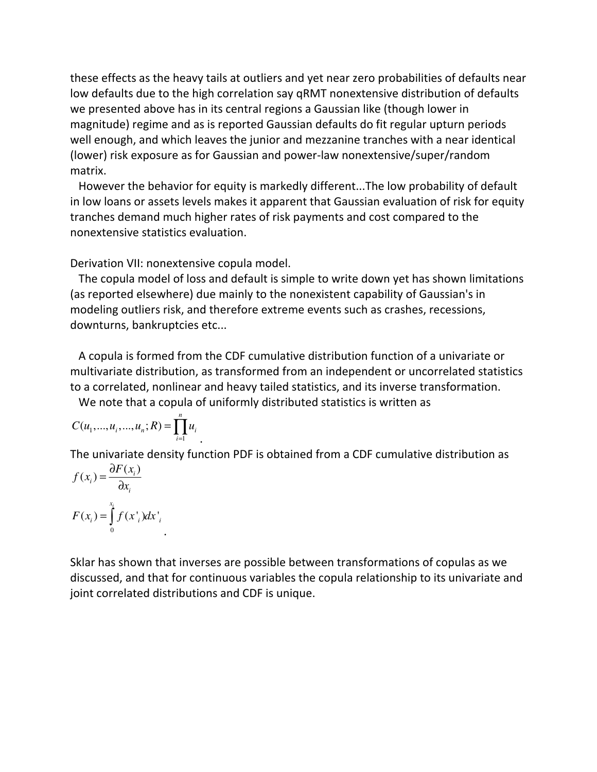these effects as the heavy tails at outliers and yet near zero probabilities of defaults near low defaults due to the high correlation say qRMT nonextensive distribution of defaults we presented above has in its central regions a Gaussian like (though lower in magnitude) regime and as is reported Gaussian defaults do fit regular upturn periods well enough, and which leaves the junior and mezzanine tranches with a near identical (lower) risk exposure as for Gaussian and power-law nonextensive/super/random matrix.

However the behavior for equity is markedly different...The low probability of default in low loans or assets levels makes it apparent that Gaussian evaluation of risk for equity tranches demand much higher rates of risk payments and cost compared to the nonextensive statistics evaluation.

Derivation VII: nonextensive copula model.

The copula model of loss and default is simple to write down yet has shown limitations (as reported elsewhere) due mainly to the nonexistent capability of Gaussian's in modeling outliers risk, and therefore extreme events such as crashes, recessions, downturns, bankruptcies etc...

A copula is formed from the CDF cumulative distribution function of a univariate or multivariate distribution, as transformed from an independent or uncorrelated statistics to a correlated, nonlinear and heavy tailed statistics, and its inverse transformation.

We note that a copula of uniformly distributed statistics is written as

$$C(u_1,...,u_i,...,u_n;R) = \prod_{i=1}^{n} u_i \, .$$

The univariate density function PDF is obtained from a CDF cumulative distribution as

$$f(x_i) = \frac{\partial F(x_i)}{\partial x_i}$$

$$F(x_i) = \int_0^{x_i} f(x'_i) dx'_i \, .$$

Sklar has shown that inverses are possible between transformations of copulas as we discussed, and that for continuous variables the copula relationship to its univariate and joint correlated distributions and CDF is unique.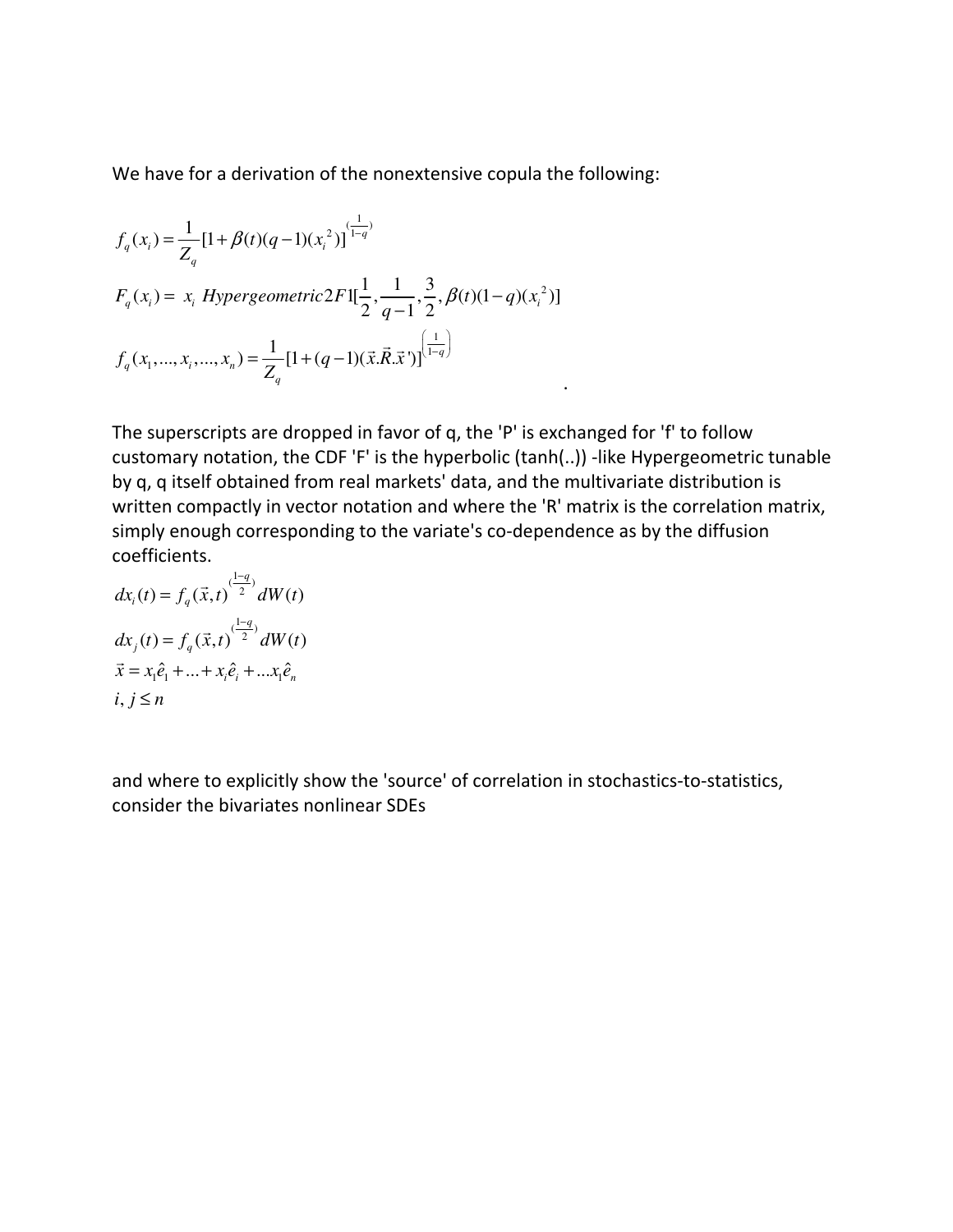We have for a derivation of the nonextensive copula the following:

$$f_q(x_i) = \frac{1}{Z_q}[1 + \beta(t)(q-1)(x_i^{\,2})]^{(\frac{1}{1-q})}$$

$$F_q(x_i) = \; x_i \;\; Hypergeometric2F1[\frac{1}{2}, \frac{1}{q-1}, \frac{3}{2}, \beta(t)(1-q)(x_i^{\,2})]$$

$$f_q(x_1,...,x_i,...,x_n) = \frac{1}{Z_q}[1 + (q-1)(\vec{x}.\vec{R}.\vec{x}\,')]^{\left(\frac{1}{1-q}\right)}$$

.

The superscripts are dropped in favor of q, the 'P' is exchanged for 'f' to follow customary notation, the CDF 'F' is the hyperbolic (tanh(..)) -like Hypergeometric tunable by q, q itself obtained from real markets' data, and the multivariate distribution is written compactly in vector notation and where the 'R' matrix is the correlation matrix, simply enough corresponding to the variate's co-dependence as by the diffusion coefficients.

$$dx_i(t) = f_q(\vec{x},t)^{(\frac{1-q}{2})} dW(t)$$

$$dx_j(t) = f_q(\vec{x},t)^{(\frac{1-q}{2})} dW(t)$$

$$\vec{x} = x_1\hat{e}_1 + ... + x_i\hat{e}_i + ... x_1\hat{e}_n$$

$$i, j \leq n$$

and where to explicitly show the 'source' of correlation in stochastics-to-statistics, consider the bivariates nonlinear SDEs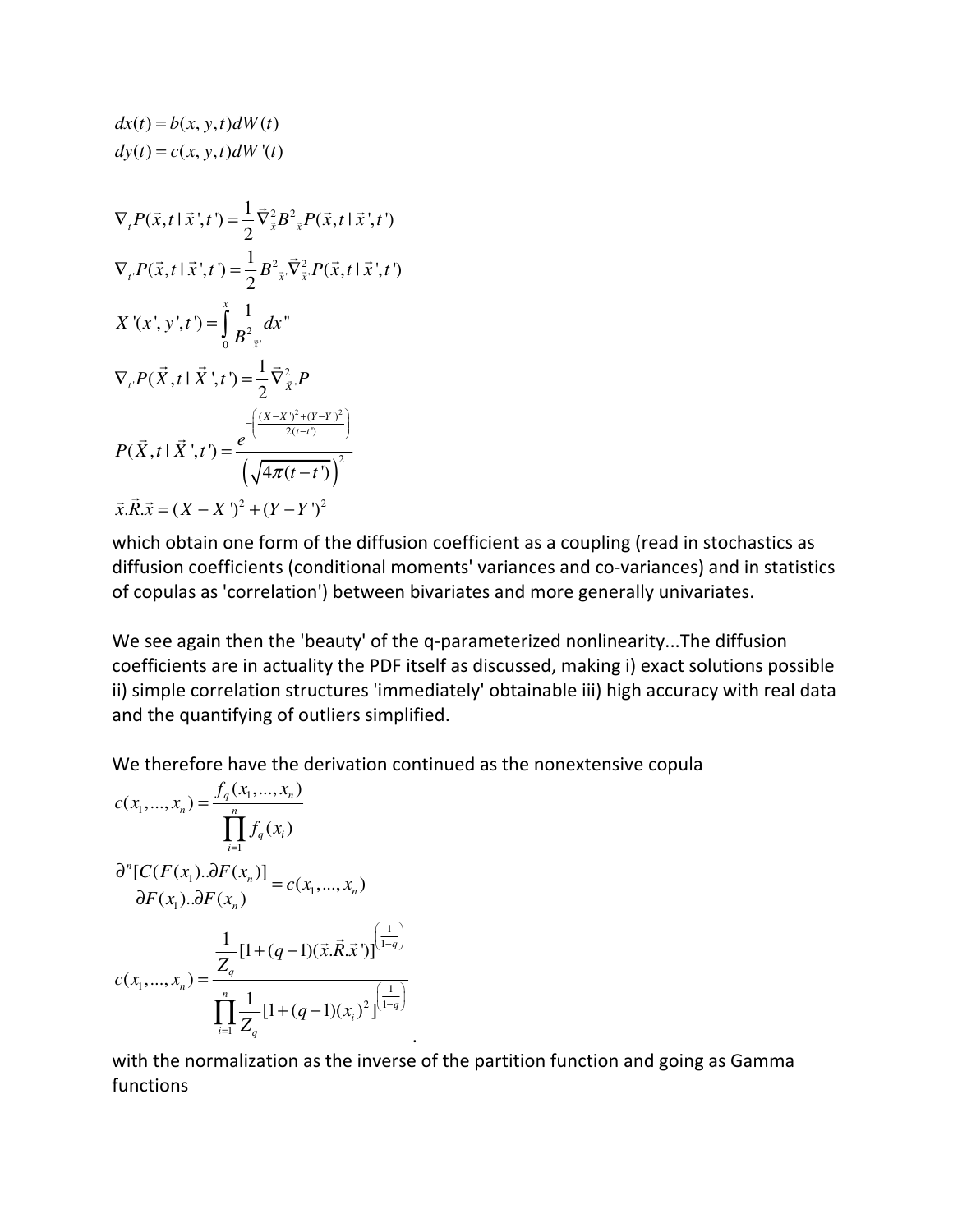$$dx(t) = b(x, y, t)dW(t)$$
$$dy(t) = c(x, y, t)dW'(t)$$

$$\nabla_t P(\vec{x}, t \mid \vec{x}', t') = \frac{1}{2}\vec{\nabla}_{\vec{x}}^2 B^2{}_{\vec{x}} P(\vec{x}, t \mid \vec{x}', t')$$

$$\nabla_{t'} P(\vec{x}, t \mid \vec{x}', t') = \frac{1}{2} B^2{}_{\vec{x}'} \vec{\nabla}_{\vec{x}'}^2 P(\vec{x}, t \mid \vec{x}', t')$$

$$X'(x', y', t') = \int_0^x \frac{1}{B^2{}_{\vec{x}'}} dx''$$

$$\nabla_{t'} P(\vec{X}, t \mid \vec{X}', t') = \frac{1}{2}\vec{\nabla}_{\vec{X}'}^2 P$$

$$P(\vec{X}, t \mid \vec{X}', t') = \frac{e^{-\left(\frac{(X-X')^2 + (Y-Y')^2}{2(t-t')}\right)}}{\left(\sqrt{4\pi(t-t')}\right)^2}$$

$$\vec{x}.\vec{R}.\vec{x} = (X - X')^2 + (Y - Y')^2$$

which obtain one form of the diffusion coefficient as a coupling (read in stochastics as diffusion coefficients (conditional moments' variances and co-variances) and in statistics of copulas as 'correlation') between bivariates and more generally univariates.

We see again then the 'beauty' of the q-parameterized nonlinearity...The diffusion coefficients are in actuality the PDF itself as discussed, making i) exact solutions possible ii) simple correlation structures 'immediately' obtainable iii) high accuracy with real data and the quantifying of outliers simplified.

We therefore have the derivation continued as the nonextensive copula

$$c(x_1, ..., x_n) = \frac{f_q(x_1, ..., x_n)}{\prod_{i=1}^{n} f_q(x_i)}$$

$$\frac{\partial^n [C(F(x_1)..\partial F(x_n)]}{\partial F(x_1)..\partial F(x_n)} = c(x_1, ..., x_n)$$

$$c(x_1, ..., x_n) = \frac{\frac{1}{Z_q}[1 + (q-1)(\vec{x}.\vec{R}.\vec{x}')]^{\left(\frac{1}{1-q}\right)}}{\prod_{i=1}^{n} \frac{1}{Z_q}[1 + (q-1)(x_i)^2]^{\left(\frac{1}{1-q}\right)}}.$$

with the normalization as the inverse of the partition function and going as Gamma functions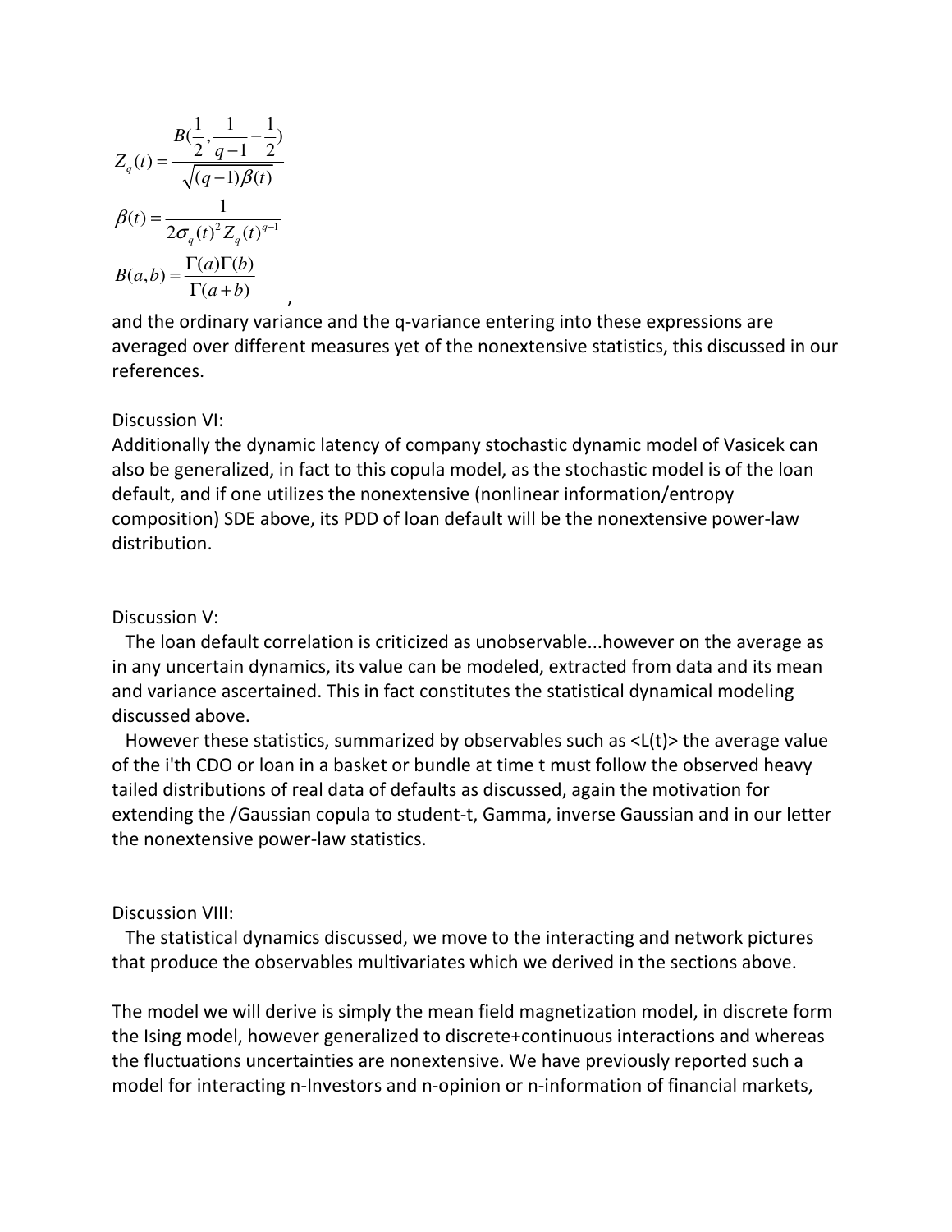$$Z_q(t) = \frac{B(\frac{1}{2}, \frac{1}{q-1} - \frac{1}{2})}{\sqrt{(q-1)\beta(t)}}$$

$$\beta(t) = \frac{1}{2\sigma_q(t)^2 Z_q(t)^{q-1}}$$

$$B(a,b) = \frac{\Gamma(a)\Gamma(b)}{\Gamma(a+b)}$$

,

and the ordinary variance and the q-variance entering into these expressions are averaged over different measures yet of the nonextensive statistics, this discussed in our references.

Discussion VI:

Additionally the dynamic latency of company stochastic dynamic model of Vasicek can also be generalized, in fact to this copula model, as the stochastic model is of the loan default, and if one utilizes the nonextensive (nonlinear information/entropy composition) SDE above, its PDD of loan default will be the nonextensive power-law distribution.

Discussion V:

The loan default correlation is criticized as unobservable...however on the average as in any uncertain dynamics, its value can be modeled, extracted from data and its mean and variance ascertained. This in fact constitutes the statistical dynamical modeling discussed above.

However these statistics, summarized by observables such as <L(t)> the average value of the i'th CDO or loan in a basket or bundle at time t must follow the observed heavy tailed distributions of real data of defaults as discussed, again the motivation for extending the /Gaussian copula to student-t, Gamma, inverse Gaussian and in our letter the nonextensive power-law statistics.

Discussion VIII:

The statistical dynamics discussed, we move to the interacting and network pictures that produce the observables multivariates which we derived in the sections above.

The model we will derive is simply the mean field magnetization model, in discrete form the Ising model, however generalized to discrete+continuous interactions and whereas the fluctuations uncertainties are nonextensive. We have previously reported such a model for interacting n-Investors and n-opinion or n-information of financial markets,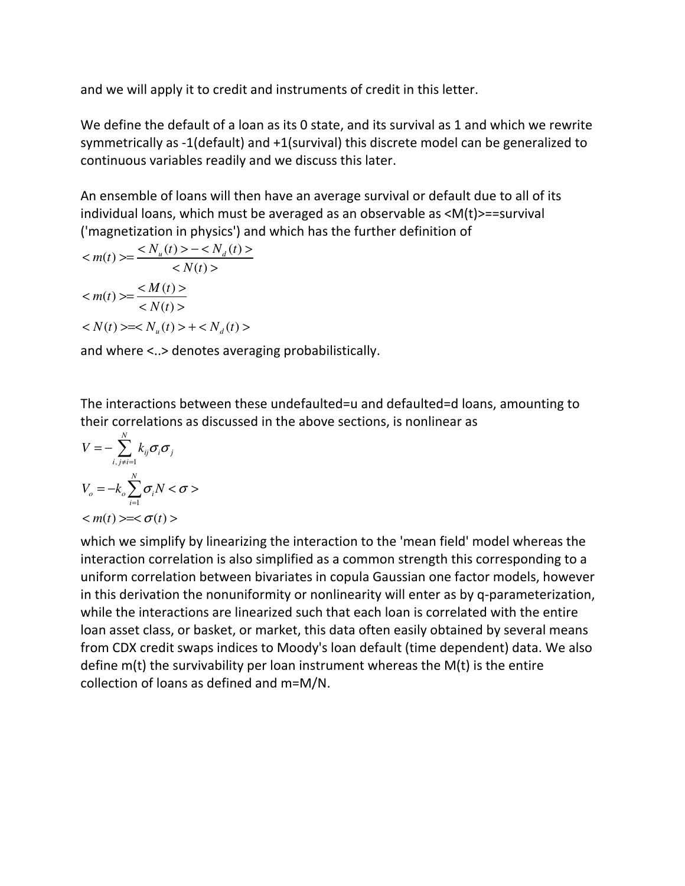and we will apply it to credit and instruments of credit in this letter.

We define the default of a loan as its 0 state, and its survival as 1 and which we rewrite symmetrically as -1(default) and +1(survival) this discrete model can be generalized to continuous variables readily and we discuss this later.

An ensemble of loans will then have an average survival or default due to all of its individual loans, which must be averaged as an observable as <M(t)>==survival ('magnetization in physics') and which has the further definition of

$$< m(t) >= \frac{< N_u(t) > - < N_d(t) >}{< N(t) >}$$

$$< m(t) >= \frac{< M(t) >}{< N(t) >}$$

$$< N(t) >=< N_u(t) > + < N_d(t) >$$

and where <..> denotes averaging probabilistically.

The interactions between these undefaulted=u and defaulted=d loans, amounting to their correlations as discussed in the above sections, is nonlinear as

$$V = -\sum_{i,j \neq i=1}^{N} k_{ij} \sigma_i \sigma_j$$

$$V_o = -k_o \sum_{i=1}^{N} \sigma_i N < \sigma >$$

$$< m(t) >=< \sigma(t) >$$

which we simplify by linearizing the interaction to the 'mean field' model whereas the interaction correlation is also simplified as a common strength this corresponding to a uniform correlation between bivariates in copula Gaussian one factor models, however in this derivation the nonuniformity or nonlinearity will enter as by q-parameterization, while the interactions are linearized such that each loan is correlated with the entire loan asset class, or basket, or market, this data often easily obtained by several means from CDX credit swaps indices to Moody's loan default (time dependent) data. We also define m(t) the survivability per loan instrument whereas the M(t) is the entire collection of loans as defined and m=M/N.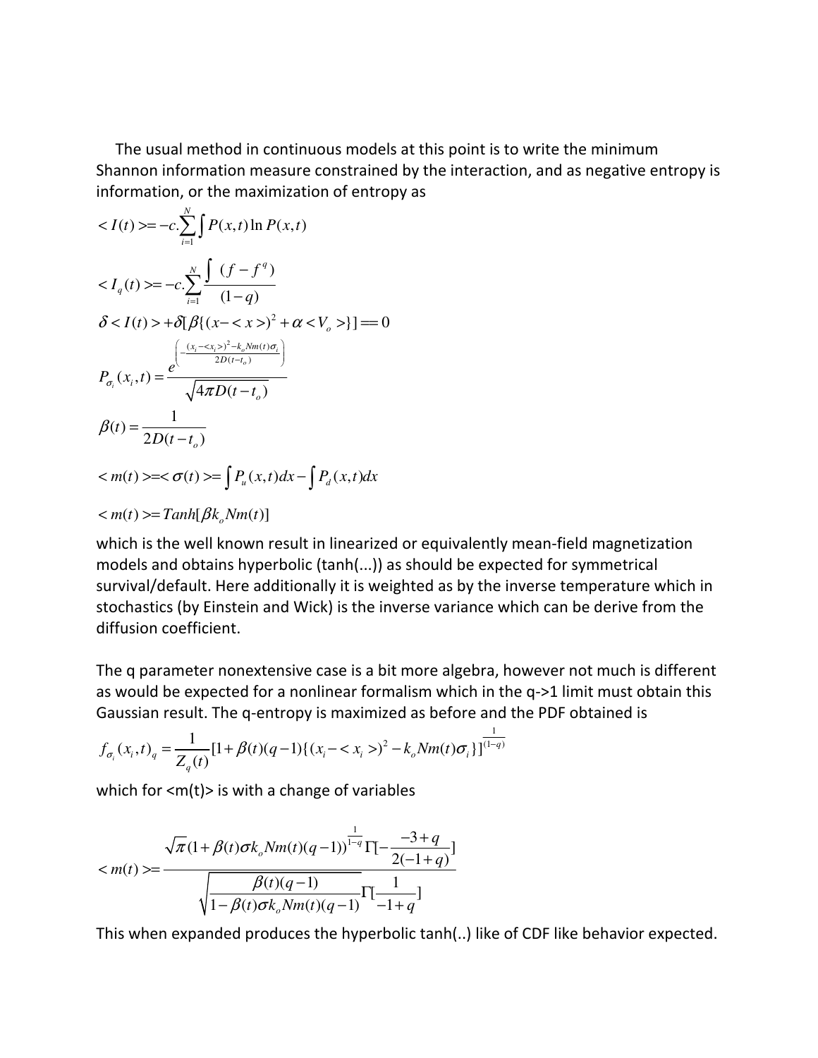The usual method in continuous models at this point is to write the minimum Shannon information measure constrained by the interaction, and as negative entropy is information, or the maximization of entropy as

$$< I(t) >= -c.\sum_{i=1}^{N} \int P(x,t) \ln P(x,t)$$

$$< I_q(t) >= -c.\sum_{i=1}^{N} \frac{\int (f - f^q)}{(1-q)}$$

$$\delta < I(t) > + \delta[\beta\{(x - < x >)^2 + \alpha < V_o >\}] == 0$$

$$P_{\sigma_i}(x_i,t) = \frac{e^{\left(-\frac{(x_i - <x_i>)^2 - k_o N m(t) \sigma_i}{2D(t-t_o)}\right)}}{\sqrt{4\pi D(t-t_o)}}$$

$$\beta(t) = \frac{1}{2D(t-t_o)}$$

$$< m(t) >=< \sigma(t) >= \int P_u(x,t)dx - \int P_d(x,t)dx$$

$$< m(t) >= Tanh[\beta k_o N m(t)]$$

which is the well known result in linearized or equivalently mean-field magnetization models and obtains hyperbolic (tanh(...)) as should be expected for symmetrical survival/default. Here additionally it is weighted as by the inverse temperature which in stochastics (by Einstein and Wick) is the inverse variance which can be derive from the diffusion coefficient.

The q parameter nonextensive case is a bit more algebra, however not much is different as would be expected for a nonlinear formalism which in the q->1 limit must obtain this Gaussian result. The q-entropy is maximized as before and the PDF obtained is

$$f_{\sigma_i}(x_i,t)_q = \frac{1}{Z_q(t)}[1 + \beta(t)(q-1)\{(x_i - < x_i >)^2 - k_o N m(t) \sigma_i\}]^{\frac{1}{(1-q)}}$$

which for <m(t)> is with a change of variables

$$< m(t) >= \frac{\sqrt{\pi}(1 + \beta(t)\sigma k_o N m(t)(q-1))^{\frac{1}{1-q}} \Gamma[-\frac{-3+q}{2(-1+q)}]}{\sqrt{\frac{\beta(t)(q-1)}{1 - \beta(t)\sigma k_o N m(t)(q-1)}} \Gamma[\frac{1}{-1+q}]}$$

This when expanded produces the hyperbolic tanh(..) like of CDF like behavior expected.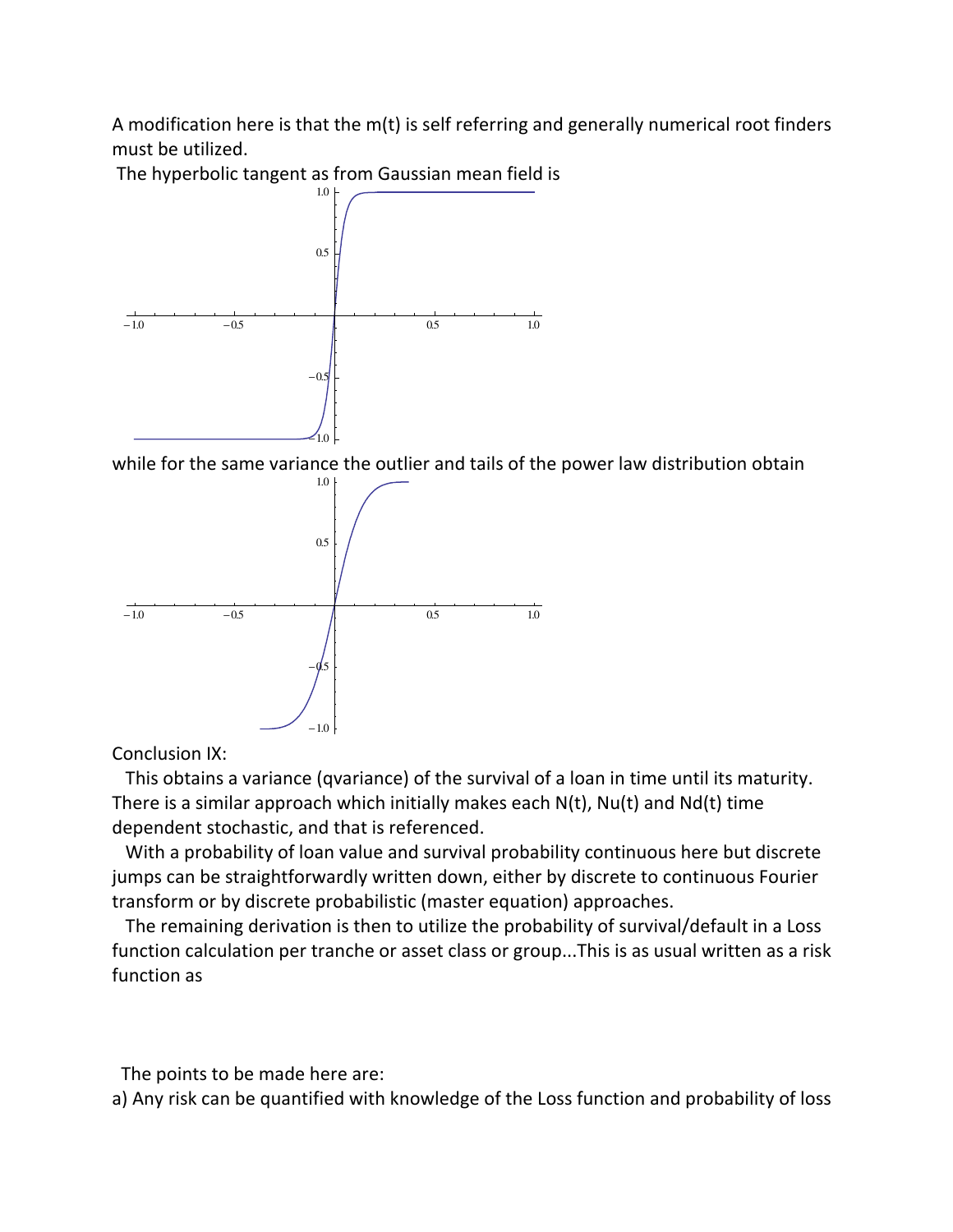A modification here is that the m(t) is self referring and generally numerical root finders must be utilized.

The hyperbolic tangent as from Gaussian mean field is

while for the same variance the outlier and tails of the power law distribution obtain

Conclusion IX:

This obtains a variance (qvariance) of the survival of a loan in time until its maturity. There is a similar approach which initially makes each N(t), Nu(t) and Nd(t) time dependent stochastic, and that is referenced.

With a probability of loan value and survival probability continuous here but discrete jumps can be straightforwardly written down, either by discrete to continuous Fourier transform or by discrete probabilistic (master equation) approaches.

The remaining derivation is then to utilize the probability of survival/default in a Loss function calculation per tranche or asset class or group...This is as usual written as a risk function as

The points to be made here are:

a) Any risk can be quantified with knowledge of the Loss function and probability of loss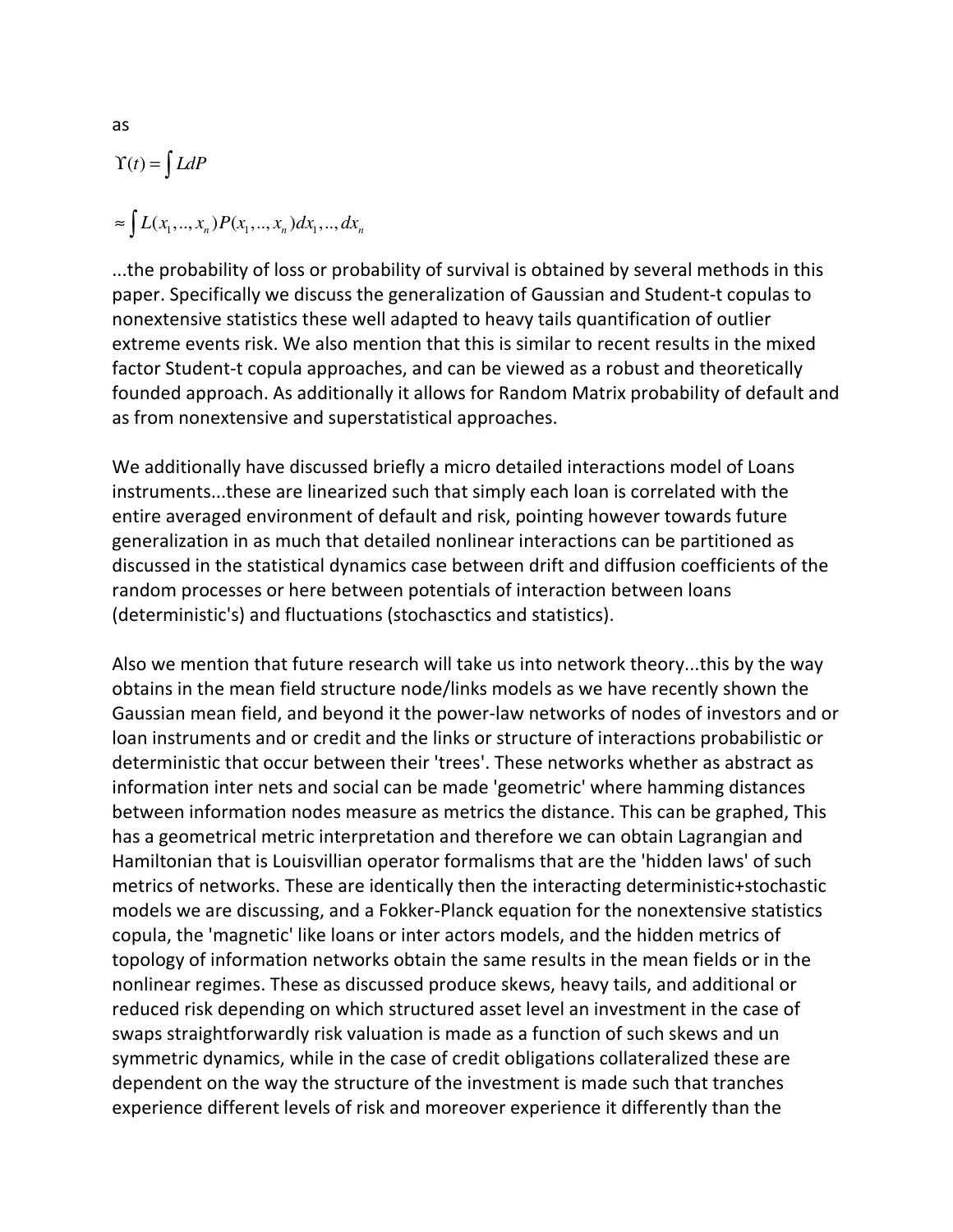as

$$\Upsilon(t) = \int L dP$$

$$\approx \int L(x_1,..,x_n) P(x_1,..,x_n) dx_1,..,dx_n$$

...the probability of loss or probability of survival is obtained by several methods in this paper. Specifically we discuss the generalization of Gaussian and Student-t copulas to nonextensive statistics these well adapted to heavy tails quantification of outlier extreme events risk. We also mention that this is similar to recent results in the mixed factor Student-t copula approaches, and can be viewed as a robust and theoretically founded approach. As additionally it allows for Random Matrix probability of default and as from nonextensive and superstatistical approaches.

We additionally have discussed briefly a micro detailed interactions model of Loans instruments...these are linearized such that simply each loan is correlated with the entire averaged environment of default and risk, pointing however towards future generalization in as much that detailed nonlinear interactions can be partitioned as discussed in the statistical dynamics case between drift and diffusion coefficients of the random processes or here between potentials of interaction between loans (deterministic's) and fluctuations (stochasctics and statistics).

Also we mention that future research will take us into network theory...this by the way obtains in the mean field structure node/links models as we have recently shown the Gaussian mean field, and beyond it the power-law networks of nodes of investors and or loan instruments and or credit and the links or structure of interactions probabilistic or deterministic that occur between their 'trees'. These networks whether as abstract as information inter nets and social can be made 'geometric' where hamming distances between information nodes measure as metrics the distance. This can be graphed, This has a geometrical metric interpretation and therefore we can obtain Lagrangian and Hamiltonian that is Louisvillian operator formalisms that are the 'hidden laws' of such metrics of networks. These are identically then the interacting deterministic+stochastic models we are discussing, and a Fokker-Planck equation for the nonextensive statistics copula, the 'magnetic' like loans or inter actors models, and the hidden metrics of topology of information networks obtain the same results in the mean fields or in the nonlinear regimes. These as discussed produce skews, heavy tails, and additional or reduced risk depending on which structured asset level an investment in the case of swaps straightforwardly risk valuation is made as a function of such skews and un symmetric dynamics, while in the case of credit obligations collateralized these are dependent on the way the structure of the investment is made such that tranches experience different levels of risk and moreover experience it differently than the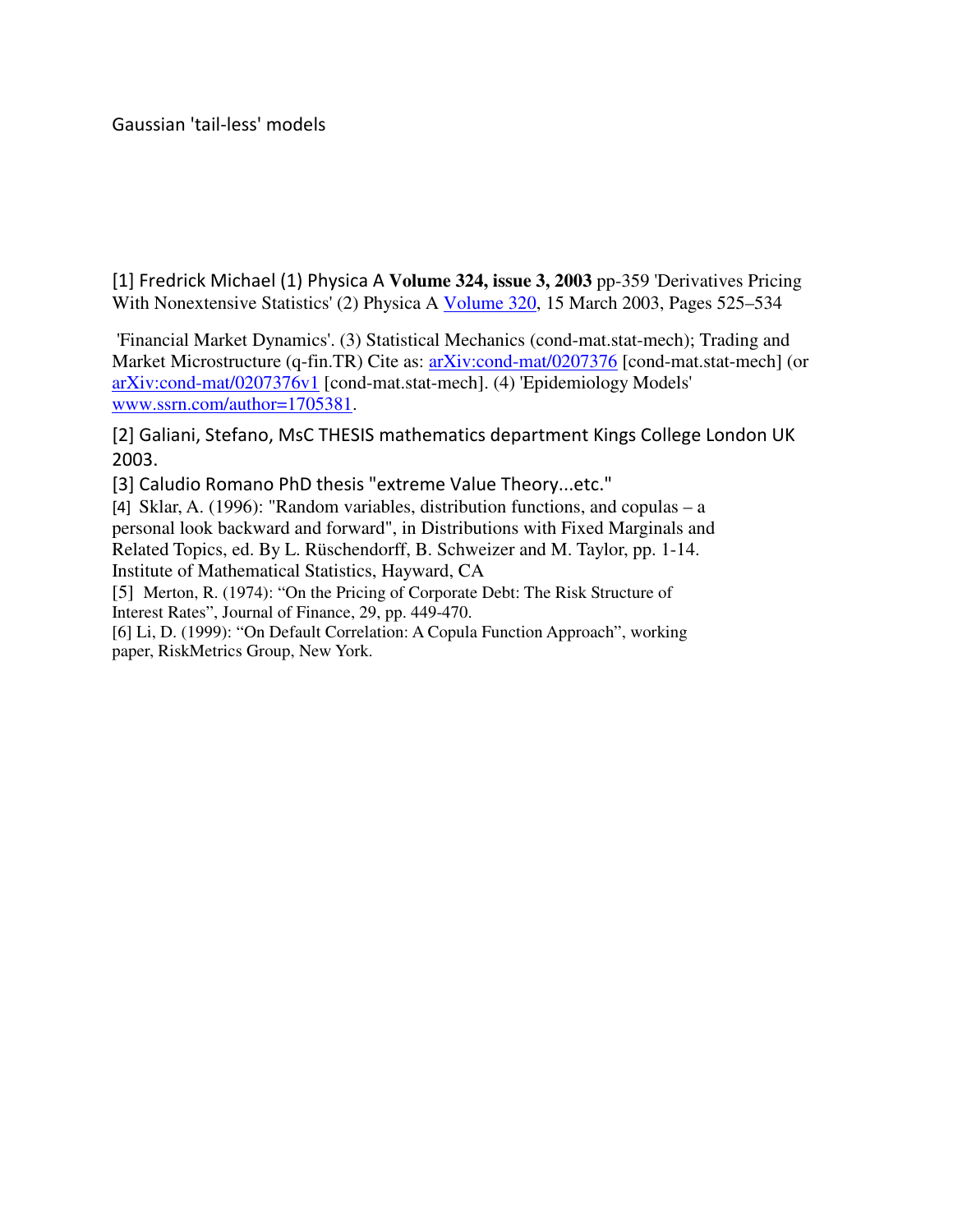Gaussian 'tail-less' models

[1] Fredrick Michael (1) Physica A **Volume 324, issue 3, 2003** pp-359 'Derivatives Pricing With Nonextensive Statistics' (2) Physica A Volume 320, 15 March 2003, Pages 525–534

'Financial Market Dynamics'. (3) Statistical Mechanics (cond-mat.stat-mech); Trading and Market Microstructure (q-fin.TR) Cite as: arXiv:cond-mat/0207376 [cond-mat.stat-mech] (or arXiv:cond-mat/0207376v1 [cond-mat.stat-mech]. (4) 'Epidemiology Models' www.ssrn.com/author=1705381.

[2] Galiani, Stefano, MsC THESIS mathematics department Kings College London UK 2003.

[3] Caludio Romano PhD thesis "extreme Value Theory...etc."

[4] Sklar, A. (1996): "Random variables, distribution functions, and copulas – a personal look backward and forward", in Distributions with Fixed Marginals and Related Topics, ed. By L. Rüschendorff, B. Schweizer and M. Taylor, pp. 1-14. Institute of Mathematical Statistics, Hayward, CA

[5] Merton, R. (1974): "On the Pricing of Corporate Debt: The Risk Structure of Interest Rates", Journal of Finance, 29, pp. 449-470.

[6] Li, D. (1999): "On Default Correlation: A Copula Function Approach", working paper, RiskMetrics Group, New York.